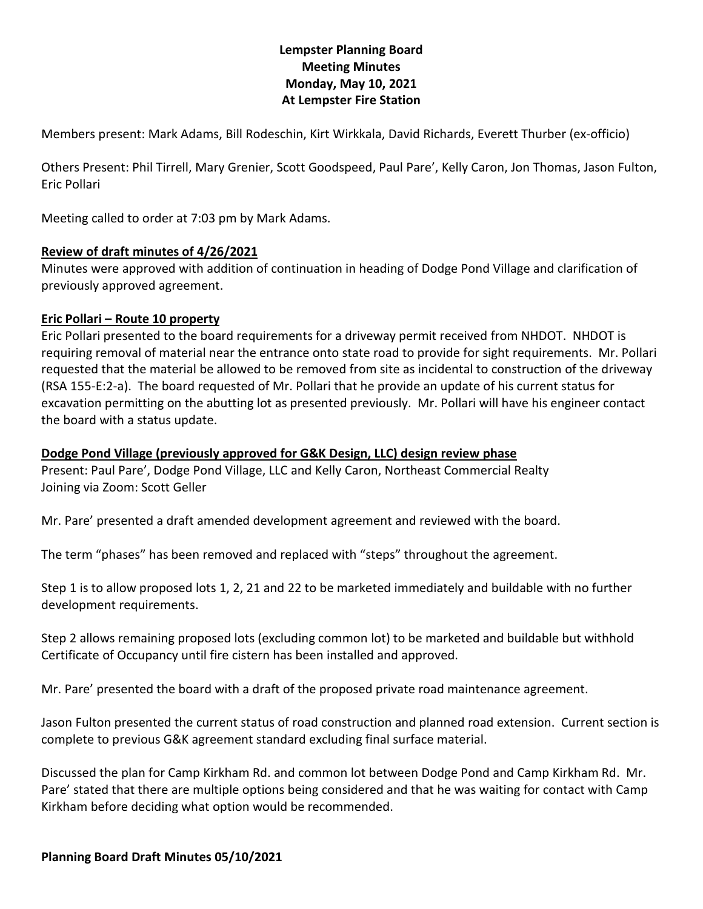# Lempster Planning Board
## Meeting Minutes
## Monday, May 10, 2021
## At Lempster Fire Station

Members present: Mark Adams, Bill Rodeschin, Kirt Wirkkala, David Richards, Everett Thurber (ex-officio)

Others Present: Phil Tirrell, Mary Grenier, Scott Goodspeed, Paul Pare', Kelly Caron, Jon Thomas, Jason Fulton, Eric Pollari

Meeting called to order at 7:03 pm by Mark Adams.

**Review of draft minutes of 4/26/2021**

Minutes were approved with addition of continuation in heading of Dodge Pond Village and clarification of previously approved agreement.

**Eric Pollari – Route 10 property**

Eric Pollari presented to the board requirements for a driveway permit received from NHDOT. NHDOT is requiring removal of material near the entrance onto state road to provide for sight requirements. Mr. Pollari requested that the material be allowed to be removed from site as incidental to construction of the driveway (RSA 155-E:2-a). The board requested of Mr. Pollari that he provide an update of his current status for excavation permitting on the abutting lot as presented previously. Mr. Pollari will have his engineer contact the board with a status update.

**Dodge Pond Village (previously approved for G&K Design, LLC) design review phase**

Present: Paul Pare', Dodge Pond Village, LLC and Kelly Caron, Northeast Commercial Realty
Joining via Zoom: Scott Geller

Mr. Pare' presented a draft amended development agreement and reviewed with the board.

The term "phases" has been removed and replaced with "steps" throughout the agreement.

Step 1 is to allow proposed lots 1, 2, 21 and 22 to be marketed immediately and buildable with no further development requirements.

Step 2 allows remaining proposed lots (excluding common lot) to be marketed and buildable but withhold Certificate of Occupancy until fire cistern has been installed and approved.

Mr. Pare' presented the board with a draft of the proposed private road maintenance agreement.

Jason Fulton presented the current status of road construction and planned road extension. Current section is complete to previous G&K agreement standard excluding final surface material.

Discussed the plan for Camp Kirkham Rd. and common lot between Dodge Pond and Camp Kirkham Rd. Mr. Pare' stated that there are multiple options being considered and that he was waiting for contact with Camp Kirkham before deciding what option would be recommended.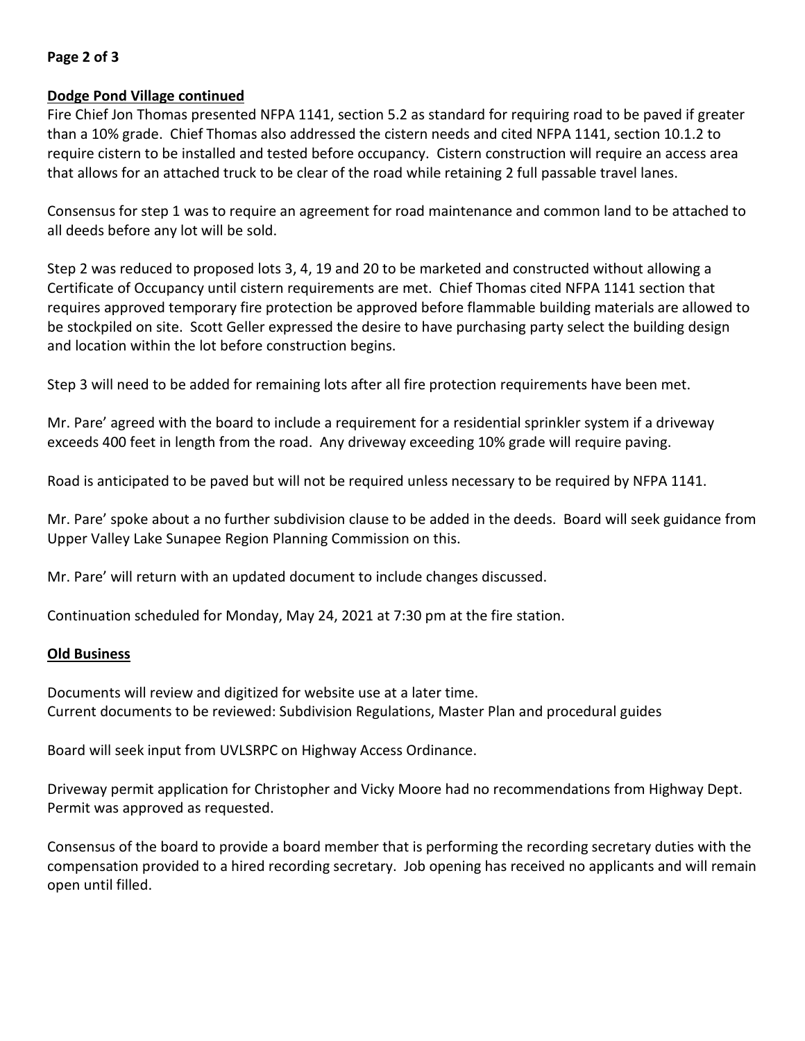**Dodge Pond Village continued**

Fire Chief Jon Thomas presented NFPA 1141, section 5.2 as standard for requiring road to be paved if greater than a 10% grade. Chief Thomas also addressed the cistern needs and cited NFPA 1141, section 10.1.2 to require cistern to be installed and tested before occupancy. Cistern construction will require an access area that allows for an attached truck to be clear of the road while retaining 2 full passable travel lanes.

Consensus for step 1 was to require an agreement for road maintenance and common land to be attached to all deeds before any lot will be sold.

Step 2 was reduced to proposed lots 3, 4, 19 and 20 to be marketed and constructed without allowing a Certificate of Occupancy until cistern requirements are met. Chief Thomas cited NFPA 1141 section that requires approved temporary fire protection be approved before flammable building materials are allowed to be stockpiled on site. Scott Geller expressed the desire to have purchasing party select the building design and location within the lot before construction begins.

Step 3 will need to be added for remaining lots after all fire protection requirements have been met.

Mr. Pare' agreed with the board to include a requirement for a residential sprinkler system if a driveway exceeds 400 feet in length from the road. Any driveway exceeding 10% grade will require paving.

Road is anticipated to be paved but will not be required unless necessary to be required by NFPA 1141.

Mr. Pare' spoke about a no further subdivision clause to be added in the deeds. Board will seek guidance from Upper Valley Lake Sunapee Region Planning Commission on this.

Mr. Pare' will return with an updated document to include changes discussed.

Continuation scheduled for Monday, May 24, 2021 at 7:30 pm at the fire station.

**Old Business**

Documents will review and digitized for website use at a later time.
Current documents to be reviewed: Subdivision Regulations, Master Plan and procedural guides

Board will seek input from UVLSRPC on Highway Access Ordinance.

Driveway permit application for Christopher and Vicky Moore had no recommendations from Highway Dept. Permit was approved as requested.

Consensus of the board to provide a board member that is performing the recording secretary duties with the compensation provided to a hired recording secretary. Job opening has received no applicants and will remain open until filled.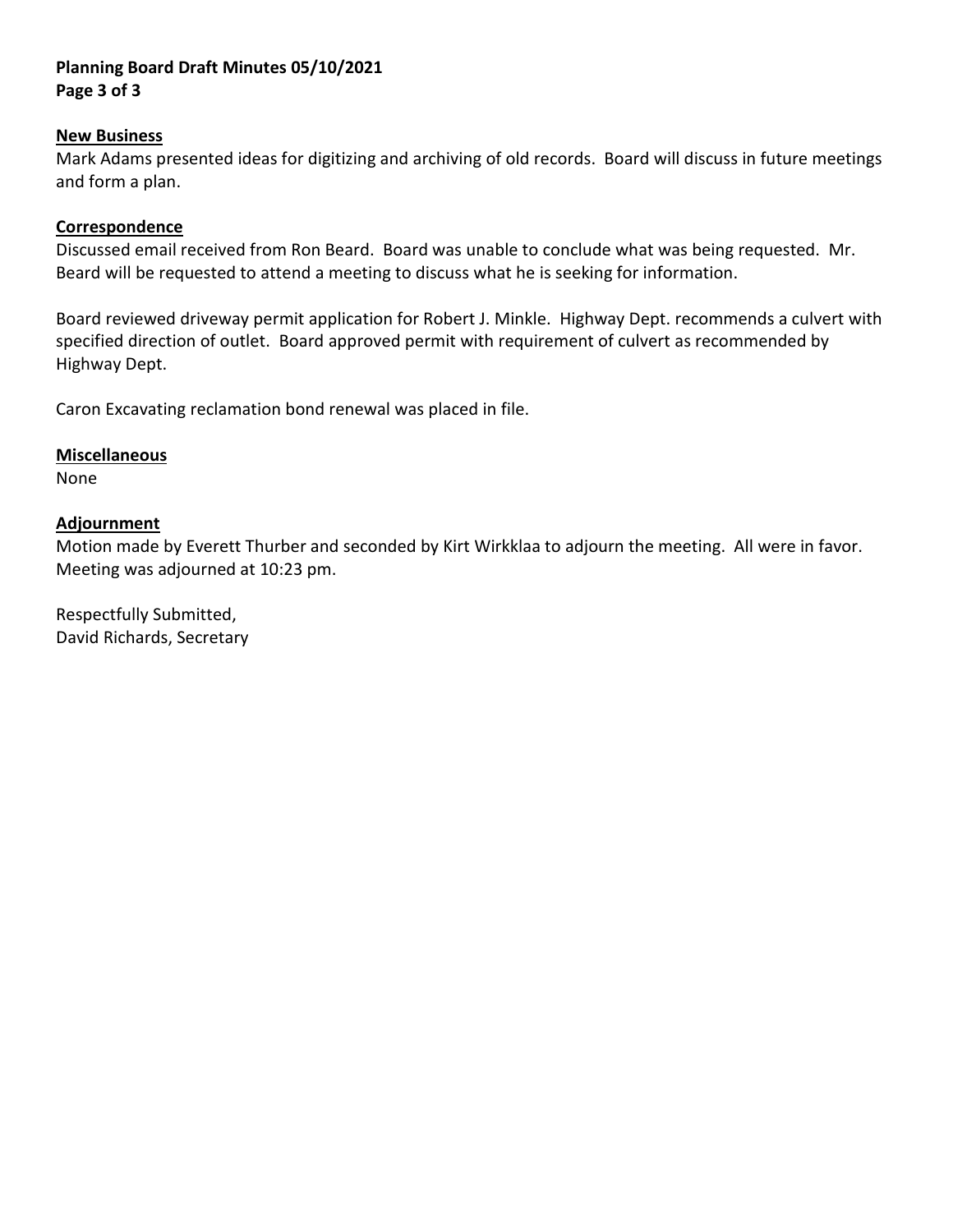## New Business

Mark Adams presented ideas for digitizing and archiving of old records. Board will discuss in future meetings and form a plan.

## Correspondence

Discussed email received from Ron Beard. Board was unable to conclude what was being requested. Mr. Beard will be requested to attend a meeting to discuss what he is seeking for information.

Board reviewed driveway permit application for Robert J. Minkle. Highway Dept. recommends a culvert with specified direction of outlet. Board approved permit with requirement of culvert as recommended by Highway Dept.

Caron Excavating reclamation bond renewal was placed in file.

## Miscellaneous

None

## Adjournment

Motion made by Everett Thurber and seconded by Kirt Wirkklaa to adjourn the meeting. All were in favor. Meeting was adjourned at 10:23 pm.

Respectfully Submitted,
David Richards, Secretary